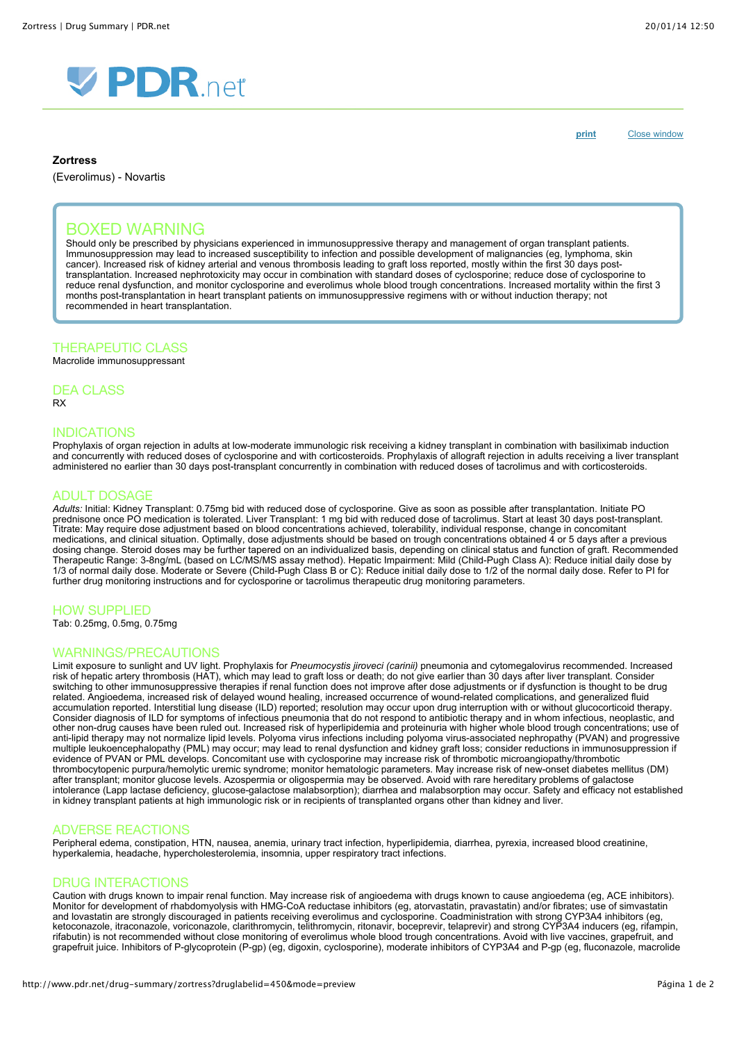**Zortress**

(Everolimus) - Novartis

## BOXED WARNING

Should only be prescribed by physicians experienced in immunosuppressive therapy and management of organ transplant patients. Immunosuppression may lead to increased susceptibility to infection and possible development of malignancies (eg, lymphoma, skin cancer). Increased risk of kidney arterial and venous thrombosis leading to graft loss reported, mostly within the first 30 days post-transplantation. Increased nephrotoxicity may occur in combination with standard doses of cyclosporine; reduce dose of cyclosporine to reduce renal dysfunction, and monitor cyclosporine and everolimus whole blood trough concentrations. Increased mortality within the first 3 months post-transplantation in heart transplant patients on immunosuppressive regimens with or without induction therapy; not recommended in heart transplantation.

## THERAPEUTIC CLASS

Macrolide immunosuppressant

## DEA CLASS

RX

## INDICATIONS

Prophylaxis of organ rejection in adults at low-moderate immunologic risk receiving a kidney transplant in combination with basiliximab induction and concurrently with reduced doses of cyclosporine and with corticosteroids. Prophylaxis of allograft rejection in adults receiving a liver transplant administered no earlier than 30 days post-transplant concurrently in combination with reduced doses of tacrolimus and with corticosteroids.

## ADULT DOSAGE

*Adults:* Initial: Kidney Transplant: 0.75mg bid with reduced dose of cyclosporine. Give as soon as possible after transplantation. Initiate PO prednisone once PO medication is tolerated. Liver Transplant: 1 mg bid with reduced dose of tacrolimus. Start at least 30 days post-transplant. Titrate: May require dose adjustment based on blood concentrations achieved, tolerability, individual response, change in concomitant medications, and clinical situation. Optimally, dose adjustments should be based on trough concentrations obtained 4 or 5 days after a previous dosing change. Steroid doses may be further tapered on an individualized basis, depending on clinical status and function of graft. Recommended Therapeutic Range: 3-8ng/mL (based on LC/MS/MS assay method). Hepatic Impairment: Mild (Child-Pugh Class A): Reduce initial daily dose by 1/3 of normal daily dose. Moderate or Severe (Child-Pugh Class B or C): Reduce initial daily dose to 1/2 of the normal daily dose. Refer to PI for further drug monitoring instructions and for cyclosporine or tacrolimus therapeutic drug monitoring parameters.

## HOW SUPPLIED

Tab: 0.25mg, 0.5mg, 0.75mg

## WARNINGS/PRECAUTIONS

Limit exposure to sunlight and UV light. Prophylaxis for *Pneumocystis jiroveci (carinii)* pneumonia and cytomegalovirus recommended. Increased risk of hepatic artery thrombosis (HAT), which may lead to graft loss or death; do not give earlier than 30 days after liver transplant. Consider switching to other immunosuppressive therapies if renal function does not improve after dose adjustments or if dysfunction is thought to be drug related. Angioedema, increased risk of delayed wound healing, increased occurrence of wound-related complications, and generalized fluid accumulation reported. Interstitial lung disease (ILD) reported; resolution may occur upon drug interruption with or without glucocorticoid therapy. Consider diagnosis of ILD for symptoms of infectious pneumonia that do not respond to antibiotic therapy and in whom infectious, neoplastic, and other non-drug causes have been ruled out. Increased risk of hyperlipidemia and proteinuria with higher whole blood trough concentrations; use of anti-lipid therapy may not normalize lipid levels. Polyoma virus infections including polyoma virus-associated nephropathy (PVAN) and progressive multiple leukoencephalopathy (PML) may occur; may lead to renal dysfunction and kidney graft loss; consider reductions in immunosuppression if evidence of PVAN or PML develops. Concomitant use with cyclosporine may increase risk of thrombotic microangiopathy/thrombotic thrombocytopenic purpura/hemolytic uremic syndrome; monitor hematologic parameters. May increase risk of new-onset diabetes mellitus (DM) after transplant; monitor glucose levels. Azospermia or oligospermia may be observed. Avoid with rare hereditary problems of galactose intolerance (Lapp lactase deficiency, glucose-galactose malabsorption); diarrhea and malabsorption may occur. Safety and efficacy not established in kidney transplant patients at high immunologic risk or in recipients of transplanted organs other than kidney and liver.

## ADVERSE REACTIONS

Peripheral edema, constipation, HTN, nausea, anemia, urinary tract infection, hyperlipidemia, diarrhea, pyrexia, increased blood creatinine, hyperkalemia, headache, hypercholesterolemia, insomnia, upper respiratory tract infections.

## DRUG INTERACTIONS

Caution with drugs known to impair renal function. May increase risk of angioedema with drugs known to cause angioedema (eg, ACE inhibitors). Monitor for development of rhabdomyolysis with HMG-CoA reductase inhibitors (eg, atorvastatin, pravastatin) and/or fibrates; use of simvastatin and lovastatin are strongly discouraged in patients receiving everolimus and cyclosporine. Coadministration with strong CYP3A4 inhibitors (eg, ketoconazole, itraconazole, voriconazole, clarithromycin, telithromycin, ritonavir, boceprevir, telaprevir) and strong CYP3A4 inducers (eg, rifampin, rifabutin) is not recommended without close monitoring of everolimus whole blood trough concentrations. Avoid with live vaccines, grapefruit, and grapefruit juice. Inhibitors of P-glycoprotein (P-gp) (eg, digoxin, cyclosporine), moderate inhibitors of CYP3A4 and P-gp (eg, fluconazole, macrolide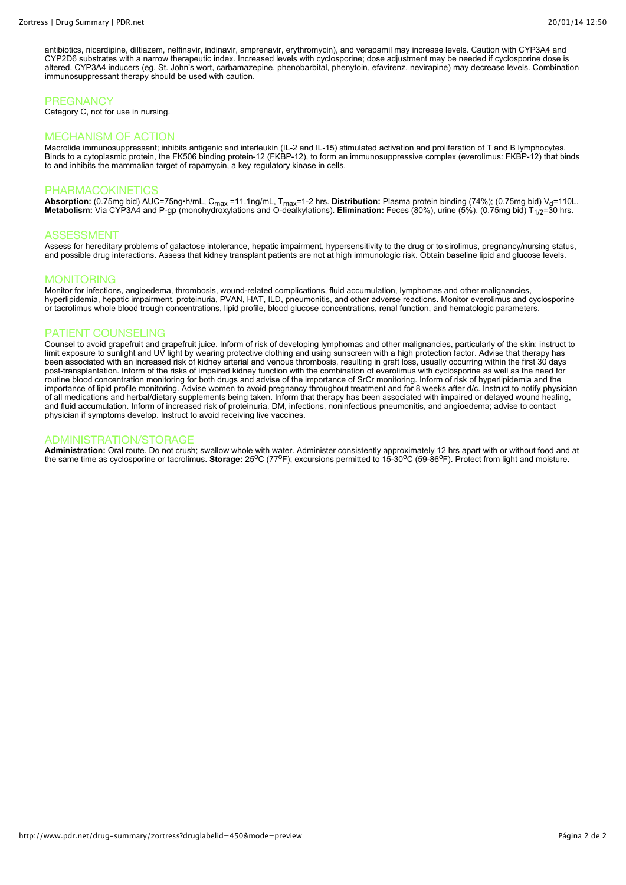antibiotics, nicardipine, diltiazem, nelfinavir, indinavir, amprenavir, erythromycin), and verapamil may increase levels. Caution with CYP3A4 and CYP2D6 substrates with a narrow therapeutic index. Increased levels with cyclosporine; dose adjustment may be needed if cyclosporine dose is altered. CYP3A4 inducers (eg, St. John's wort, carbamazepine, phenobarbital, phenytoin, efavirenz, nevirapine) may decrease levels. Combination immunosuppressant therapy should be used with caution.

## PREGNANCY

Category C, not for use in nursing.

## MECHANISM OF ACTION

Macrolide immunosuppressant; inhibits antigenic and interleukin (IL-2 and IL-15) stimulated activation and proliferation of T and B lymphocytes. Binds to a cytoplasmic protein, the FK506 binding protein-12 (FKBP-12), to form an immunosuppressive complex (everolimus: FKBP-12) that binds to and inhibits the mammalian target of rapamycin, a key regulatory kinase in cells.

## PHARMACOKINETICS

**Absorption:** (0.75mg bid) AUC=75ng•h/mL, $C_{max}$ =11.1ng/mL, $T_{max}$=1-2 hrs. **Distribution:** Plasma protein binding (74%); (0.75mg bid) $V_d$=110L. **Metabolism:** Via CYP3A4 and P-gp (monohydroxylations and O-dealkylations). **Elimination:** Feces (80%), urine (5%). (0.75mg bid) $T_{1/2}$=30 hrs.

## ASSESSMENT

Assess for hereditary problems of galactose intolerance, hepatic impairment, hypersensitivity to the drug or to sirolimus, pregnancy/nursing status, and possible drug interactions. Assess that kidney transplant patients are not at high immunologic risk. Obtain baseline lipid and glucose levels.

## MONITORING

Monitor for infections, angioedema, thrombosis, wound-related complications, fluid accumulation, lymphomas and other malignancies, hyperlipidemia, hepatic impairment, proteinuria, PVAN, HAT, ILD, pneumonitis, and other adverse reactions. Monitor everolimus and cyclosporine or tacrolimus whole blood trough concentrations, lipid profile, blood glucose concentrations, renal function, and hematologic parameters.

## PATIENT COUNSELING

Counsel to avoid grapefruit and grapefruit juice. Inform of risk of developing lymphomas and other malignancies, particularly of the skin; instruct to limit exposure to sunlight and UV light by wearing protective clothing and using sunscreen with a high protection factor. Advise that therapy has been associated with an increased risk of kidney arterial and venous thrombosis, resulting in graft loss, usually occurring within the first 30 days post-transplantation. Inform of the risks of impaired kidney function with the combination of everolimus with cyclosporine as well as the need for routine blood concentration monitoring for both drugs and advise of the importance of SrCr monitoring. Inform of risk of hyperlipidemia and the importance of lipid profile monitoring. Advise women to avoid pregnancy throughout treatment and for 8 weeks after d/c. Instruct to notify physician of all medications and herbal/dietary supplements being taken. Inform that therapy has been associated with impaired or delayed wound healing, and fluid accumulation. Inform of increased risk of proteinuria, DM, infections, noninfectious pneumonitis, and angioedema; advise to contact physician if symptoms develop. Instruct to avoid receiving live vaccines.

## ADMINISTRATION/STORAGE

**Administration:** Oral route. Do not crush; swallow whole with water. Administer consistently approximately 12 hrs apart with or without food and at the same time as cyclosporine or tacrolimus. **Storage:** 25°C (77°F); excursions permitted to 15-30°C (59-86°F). Protect from light and moisture.